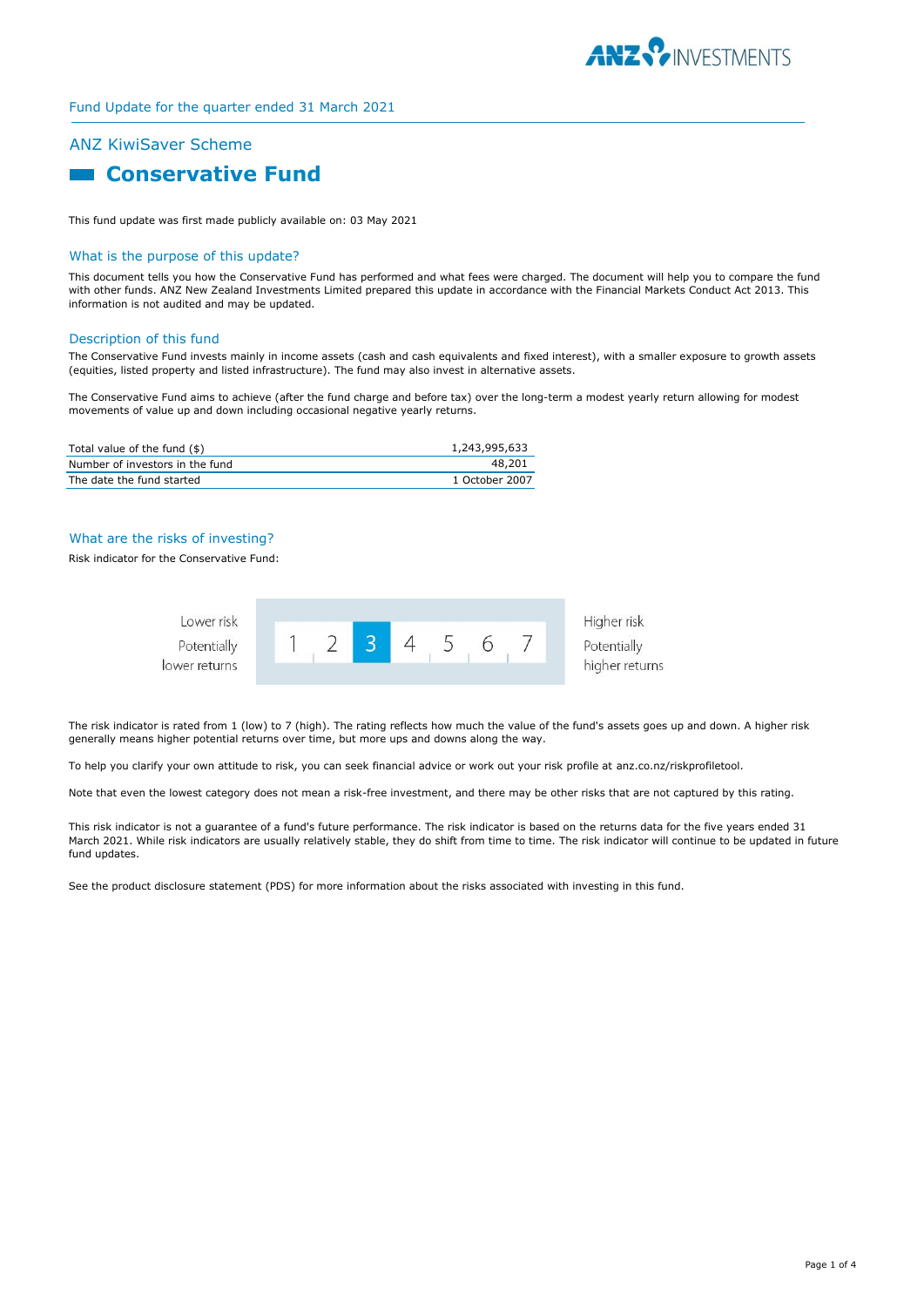Fund Update for the quarter ended 31 March 2021

## ANZ KiwiSaver Scheme

# Conservative Fund

This fund update was first made publicly available on: 03 May 2021

### What is the purpose of this update?

This document tells you how the Conservative Fund has performed and what fees were charged. The document will help you to compare the fund with other funds. ANZ New Zealand Investments Limited prepared this update in accordance with the Financial Markets Conduct Act 2013. This information is not audited and may be updated.

### Description of this fund

The Conservative Fund invests mainly in income assets (cash and cash equivalents and fixed interest), with a smaller exposure to growth assets (equities, listed property and listed infrastructure). The fund may also invest in alternative assets.

The Conservative Fund aims to achieve (after the fund charge and before tax) over the long-term a modest yearly return allowing for modest movements of value up and down including occasional negative yearly returns.

| | |
|---|---|
| Total value of the fund ($) | 1,243,995,633 |
| Number of investors in the fund | 48,201 |
| The date the fund started | 1 October 2007 |

### What are the risks of investing?

Risk indicator for the Conservative Fund:

| Lower risk<br>Potentially lower returns | 1 | 2 | **3** | 4 | 5 | 6 | 7 | Higher risk<br>Potentially higher returns |
|---|---|---|---|---|---|---|---|---|

The risk indicator is rated from 1 (low) to 7 (high). The rating reflects how much the value of the fund's assets goes up and down. A higher risk generally means higher potential returns over time, but more ups and downs along the way.

To help you clarify your own attitude to risk, you can seek financial advice or work out your risk profile at anz.co.nz/riskprofiletool.

Note that even the lowest category does not mean a risk-free investment, and there may be other risks that are not captured by this rating.

This risk indicator is not a guarantee of a fund's future performance. The risk indicator is based on the returns data for the five years ended 31 March 2021. While risk indicators are usually relatively stable, they do shift from time to time. The risk indicator will continue to be updated in future fund updates.

See the product disclosure statement (PDS) for more information about the risks associated with investing in this fund.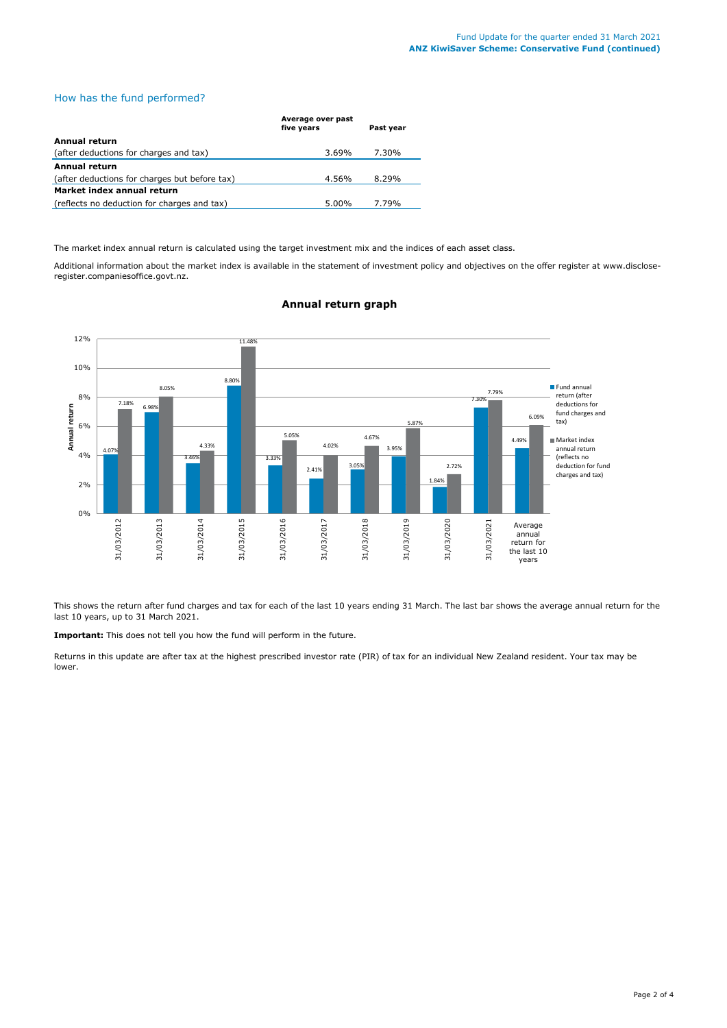## How has the fund performed?

| | Average over past five years | Past year |
|---|---|---|
| **Annual return** | | |
| (after deductions for charges and tax) | 3.69% | 7.30% |
| **Annual return** | | |
| (after deductions for charges but before tax) | 4.56% | 8.29% |
| **Market index annual return** | | |
| (reflects no deduction for charges and tax) | 5.00% | 7.79% |

The market index annual return is calculated using the target investment mix and the indices of each asset class.

Additional information about the market index is available in the statement of investment policy and objectives on the offer register at www.disclose-register.companiesoffice.govt.nz.

### Annual return graph

| Year | Fund annual return (after deductions for fund charges and tax) | Market index annual return (reflects no deduction for fund charges and tax) |
|---|---|---|
| 31/03/2012 | 4.07% | 7.18% |
| 31/03/2013 | 6.98% | 8.05% |
| 31/03/2014 | 3.46% | 4.33% |
| 31/03/2015 | 8.80% | 11.48% |
| 31/03/2016 | 3.33% | 5.05% |
| 31/03/2017 | 2.41% | 4.02% |
| 31/03/2018 | 3.05% | 4.67% |
| 31/03/2019 | 3.95% | 5.87% |
| 31/03/2020 | 1.84% | 2.72% |
| 31/03/2021 | 7.30% | 7.79% |
| Average annual return for the last 10 years | 4.49% | 6.09% |

This shows the return after fund charges and tax for each of the last 10 years ending 31 March. The last bar shows the average annual return for the last 10 years, up to 31 March 2021.

**Important:** This does not tell you how the fund will perform in the future.

Returns in this update are after tax at the highest prescribed investor rate (PIR) of tax for an individual New Zealand resident. Your tax may be lower.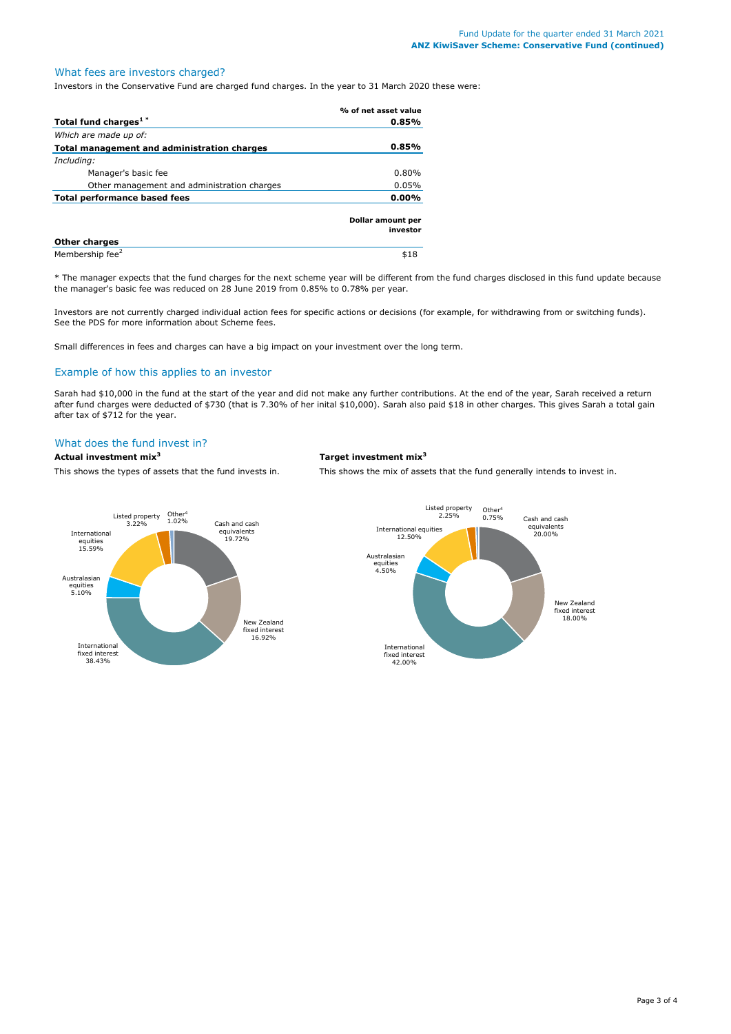## What fees are investors charged?

Investors in the Conservative Fund are charged fund charges. In the year to 31 March 2020 these were:

| | % of net asset value |
|---|---|
| **Total fund charges[1] \*** | **0.85%** |
| *Which are made up of:* | |
| **Total management and administration charges** | **0.85%** |
| *Including:* | |
| Manager's basic fee | 0.80% |
| Other management and administration charges | 0.05% |
| **Total performance based fees** | **0.00%** |

| | Dollar amount per investor |
|---|---|
| **Other charges** | |
| Membership fee[2] | $18 |

\* The manager expects that the fund charges for the next scheme year will be different from the fund charges disclosed in this fund update because the manager's basic fee was reduced on 28 June 2019 from 0.85% to 0.78% per year.

Investors are not currently charged individual action fees for specific actions or decisions (for example, for withdrawing from or switching funds). See the PDS for more information about Scheme fees.

Small differences in fees and charges can have a big impact on your investment over the long term.

## Example of how this applies to an investor

Sarah had $10,000 in the fund at the start of the year and did not make any further contributions. At the end of the year, Sarah received a return after fund charges were deducted of $730 (that is 7.30% of her inital $10,000). Sarah also paid $18 in other charges. This gives Sarah a total gain after tax of $712 for the year.

## What does the fund invest in?

**Actual investment mix[3]**

This shows the types of assets that the fund invests in.

| Asset | % |
|---|---|
| Cash and cash equivalents | 19.72% |
| New Zealand fixed interest | 16.92% |
| International fixed interest | 38.43% |
| Australasian equities | 5.10% |
| International equities | 15.59% |
| Listed property | 3.22% |
| Other[4] | 1.02% |

**Target investment mix[3]**

This shows the mix of assets that the fund generally intends to invest in.

| Asset | % |
|---|---|
| Cash and cash equivalents | 20.00% |
| New Zealand fixed interest | 18.00% |
| International fixed interest | 42.00% |
| Australasian equities | 4.50% |
| International equities | 12.50% |
| Listed property | 2.25% |
| Other[4] | 0.75% |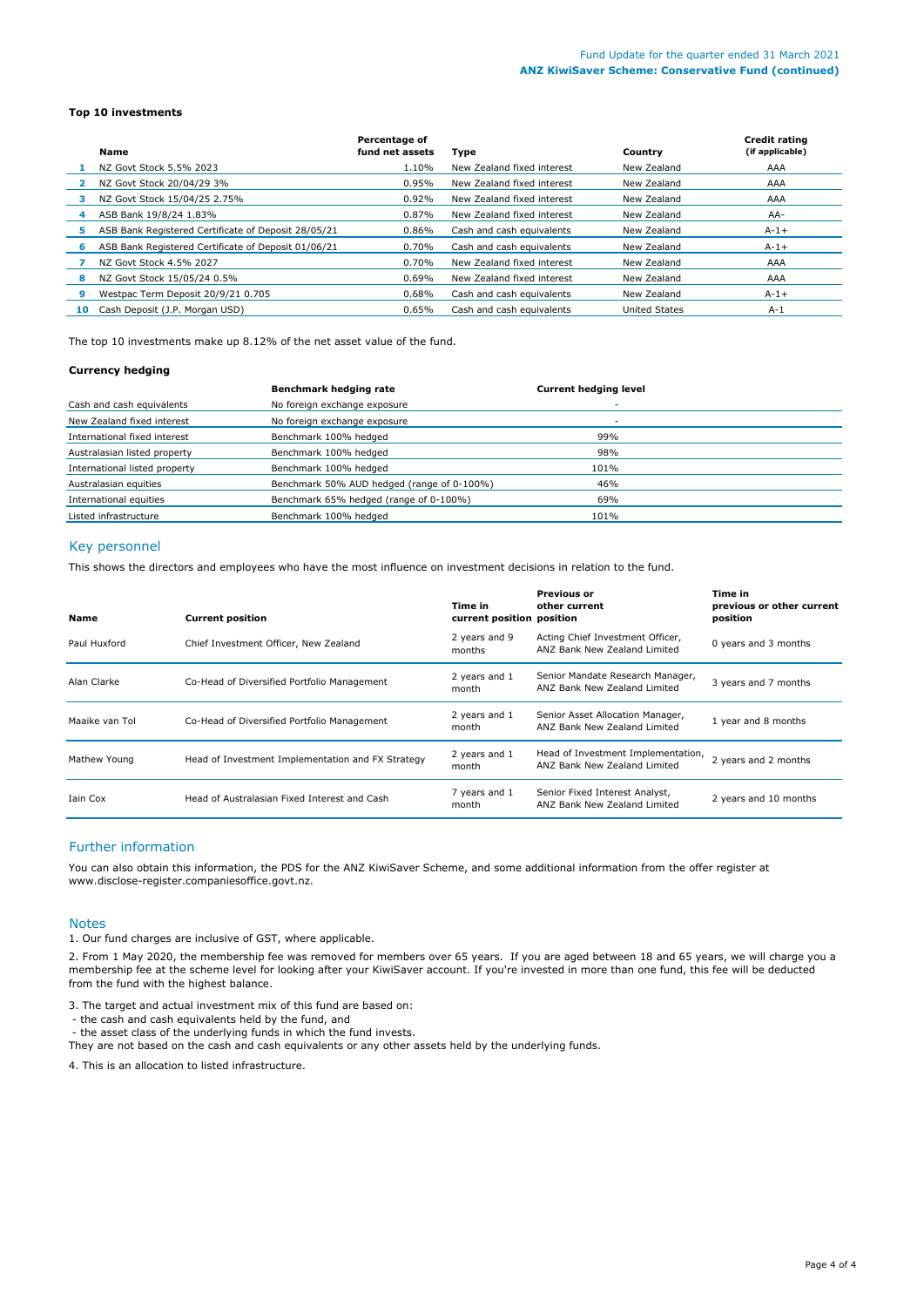### Top 10 investments

| | Name | Percentage of fund net assets | Type | Country | Credit rating (if applicable) |
|---|---|---|---|---|---|
| 1 | NZ Govt Stock 5.5% 2023 | 1.10% | New Zealand fixed interest | New Zealand | AAA |
| 2 | NZ Govt Stock 20/04/29 3% | 0.95% | New Zealand fixed interest | New Zealand | AAA |
| 3 | NZ Govt Stock 15/04/25 2.75% | 0.92% | New Zealand fixed interest | New Zealand | AAA |
| 4 | ASB Bank 19/8/24 1.83% | 0.87% | New Zealand fixed interest | New Zealand | AA- |
| 5 | ASB Bank Registered Certificate of Deposit 28/05/21 | 0.86% | Cash and cash equivalents | New Zealand | A-1+ |
| 6 | ASB Bank Registered Certificate of Deposit 01/06/21 | 0.70% | Cash and cash equivalents | New Zealand | A-1+ |
| 7 | NZ Govt Stock 4.5% 2027 | 0.70% | New Zealand fixed interest | New Zealand | AAA |
| 8 | NZ Govt Stock 15/05/24 0.5% | 0.69% | New Zealand fixed interest | New Zealand | AAA |
| 9 | Westpac Term Deposit 20/9/21 0.705 | 0.68% | Cash and cash equivalents | New Zealand | A-1+ |
| 10 | Cash Deposit (J.P. Morgan USD) | 0.65% | Cash and cash equivalents | United States | A-1 |

The top 10 investments make up 8.12% of the net asset value of the fund.

### Currency hedging

| | Benchmark hedging rate | Current hedging level |
|---|---|---|
| Cash and cash equivalents | No foreign exchange exposure | - |
| New Zealand fixed interest | No foreign exchange exposure | - |
| International fixed interest | Benchmark 100% hedged | 99% |
| Australasian listed property | Benchmark 100% hedged | 98% |
| International listed property | Benchmark 100% hedged | 101% |
| Australasian equities | Benchmark 50% AUD hedged (range of 0-100%) | 46% |
| International equities | Benchmark 65% hedged (range of 0-100%) | 69% |
| Listed infrastructure | Benchmark 100% hedged | 101% |

## Key personnel

This shows the directors and employees who have the most influence on investment decisions in relation to the fund.

| Name | Current position | Time in current position | Previous or other current position | Time in previous or other current position |
|---|---|---|---|---|
| Paul Huxford | Chief Investment Officer, New Zealand | 2 years and 9 months | Acting Chief Investment Officer, ANZ Bank New Zealand Limited | 0 years and 3 months |
| Alan Clarke | Co-Head of Diversified Portfolio Management | 2 years and 1 month | Senior Mandate Research Manager, ANZ Bank New Zealand Limited | 3 years and 7 months |
| Maaike van Tol | Co-Head of Diversified Portfolio Management | 2 years and 1 month | Senior Asset Allocation Manager, ANZ Bank New Zealand Limited | 1 year and 8 months |
| Mathew Young | Head of Investment Implementation and FX Strategy | 2 years and 1 month | Head of Investment Implementation, ANZ Bank New Zealand Limited | 2 years and 2 months |
| Iain Cox | Head of Australasian Fixed Interest and Cash | 7 years and 1 month | Senior Fixed Interest Analyst, ANZ Bank New Zealand Limited | 2 years and 10 months |

## Further information

You can also obtain this information, the PDS for the ANZ KiwiSaver Scheme, and some additional information from the offer register at www.disclose-register.companiesoffice.govt.nz.

## Notes

1. Our fund charges are inclusive of GST, where applicable.

2. From 1 May 2020, the membership fee was removed for members over 65 years. If you are aged between 18 and 65 years, we will charge you a membership fee at the scheme level for looking after your KiwiSaver account. If you're invested in more than one fund, this fee will be deducted from the fund with the highest balance.

3. The target and actual investment mix of this fund are based on:
 - the cash and cash equivalents held by the fund, and
 - the asset class of the underlying funds in which the fund invests.

They are not based on the cash and cash equivalents or any other assets held by the underlying funds.

4. This is an allocation to listed infrastructure.